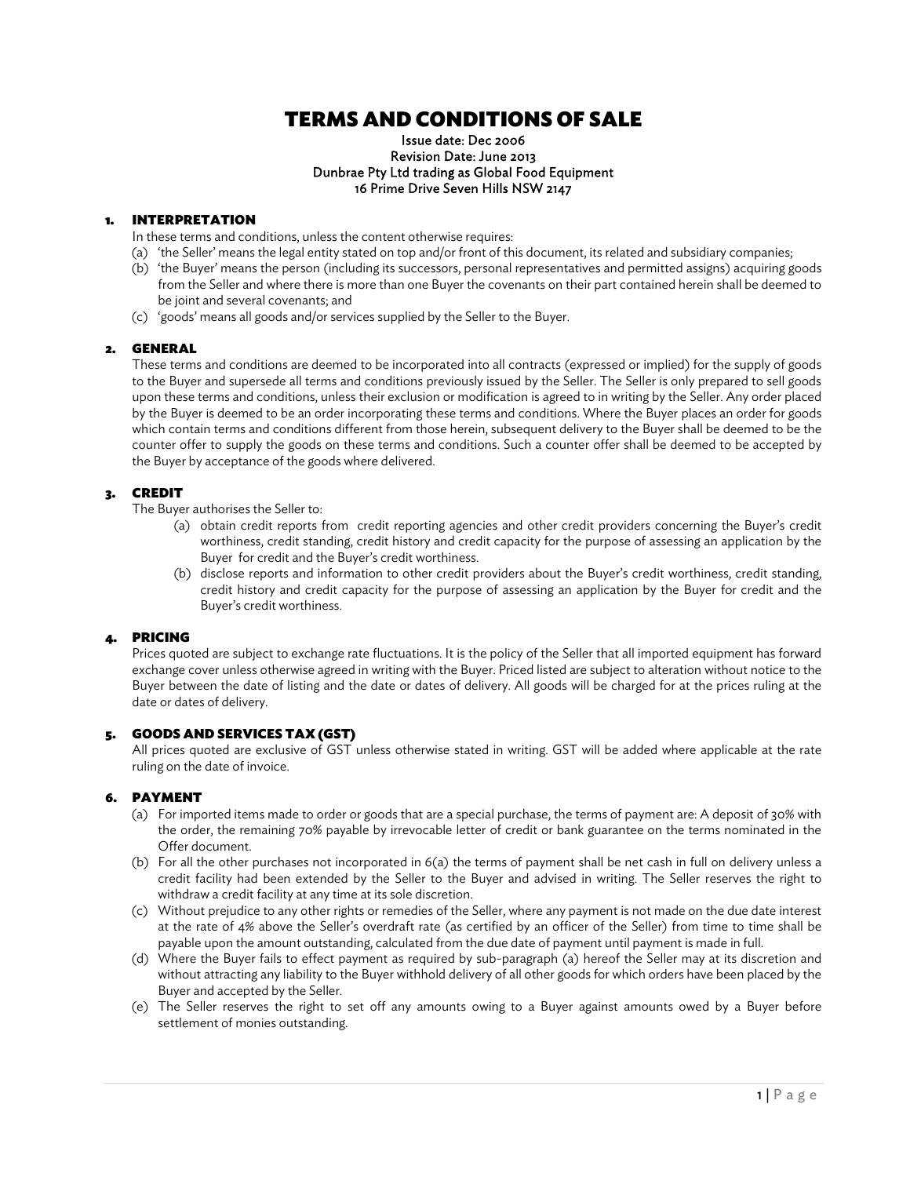# TERMS AND CONDITIONS OF SALE

Issue date: Dec 2006
Revision Date: June 2013
Dunbrae Pty Ltd trading as Global Food Equipment
16 Prime Drive Seven Hills NSW 2147

## 1. INTERPRETATION

In these terms and conditions, unless the content otherwise requires:

(a) 'the Seller' means the legal entity stated on top and/or front of this document, its related and subsidiary companies;

(b) 'the Buyer' means the person (including its successors, personal representatives and permitted assigns) acquiring goods from the Seller and where there is more than one Buyer the covenants on their part contained herein shall be deemed to be joint and several covenants; and

(c) 'goods' means all goods and/or services supplied by the Seller to the Buyer.

## 2. GENERAL

These terms and conditions are deemed to be incorporated into all contracts (expressed or implied) for the supply of goods to the Buyer and supersede all terms and conditions previously issued by the Seller. The Seller is only prepared to sell goods upon these terms and conditions, unless their exclusion or modification is agreed to in writing by the Seller. Any order placed by the Buyer is deemed to be an order incorporating these terms and conditions. Where the Buyer places an order for goods which contain terms and conditions different from those herein, subsequent delivery to the Buyer shall be deemed to be the counter offer to supply the goods on these terms and conditions. Such a counter offer shall be deemed to be accepted by the Buyer by acceptance of the goods where delivered.

## 3. CREDIT

The Buyer authorises the Seller to:

(a) obtain credit reports from credit reporting agencies and other credit providers concerning the Buyer's credit worthiness, credit standing, credit history and credit capacity for the purpose of assessing an application by the Buyer for credit and the Buyer's credit worthiness.

(b) disclose reports and information to other credit providers about the Buyer's credit worthiness, credit standing, credit history and credit capacity for the purpose of assessing an application by the Buyer for credit and the Buyer's credit worthiness.

## 4. PRICING

Prices quoted are subject to exchange rate fluctuations. It is the policy of the Seller that all imported equipment has forward exchange cover unless otherwise agreed in writing with the Buyer. Priced listed are subject to alteration without notice to the Buyer between the date of listing and the date or dates of delivery. All goods will be charged for at the prices ruling at the date or dates of delivery.

## 5. GOODS AND SERVICES TAX (GST)

All prices quoted are exclusive of GST unless otherwise stated in writing. GST will be added where applicable at the rate ruling on the date of invoice.

## 6. PAYMENT

(a) For imported items made to order or goods that are a special purchase, the terms of payment are: A deposit of 30% with the order, the remaining 70% payable by irrevocable letter of credit or bank guarantee on the terms nominated in the Offer document.

(b) For all the other purchases not incorporated in 6(a) the terms of payment shall be net cash in full on delivery unless a credit facility had been extended by the Seller to the Buyer and advised in writing. The Seller reserves the right to withdraw a credit facility at any time at its sole discretion.

(c) Without prejudice to any other rights or remedies of the Seller, where any payment is not made on the due date interest at the rate of 4% above the Seller's overdraft rate (as certified by an officer of the Seller) from time to time shall be payable upon the amount outstanding, calculated from the due date of payment until payment is made in full.

(d) Where the Buyer fails to effect payment as required by sub-paragraph (a) hereof the Seller may at its discretion and without attracting any liability to the Buyer withhold delivery of all other goods for which orders have been placed by the Buyer and accepted by the Seller.

(e) The Seller reserves the right to set off any amounts owing to a Buyer against amounts owed by a Buyer before settlement of monies outstanding.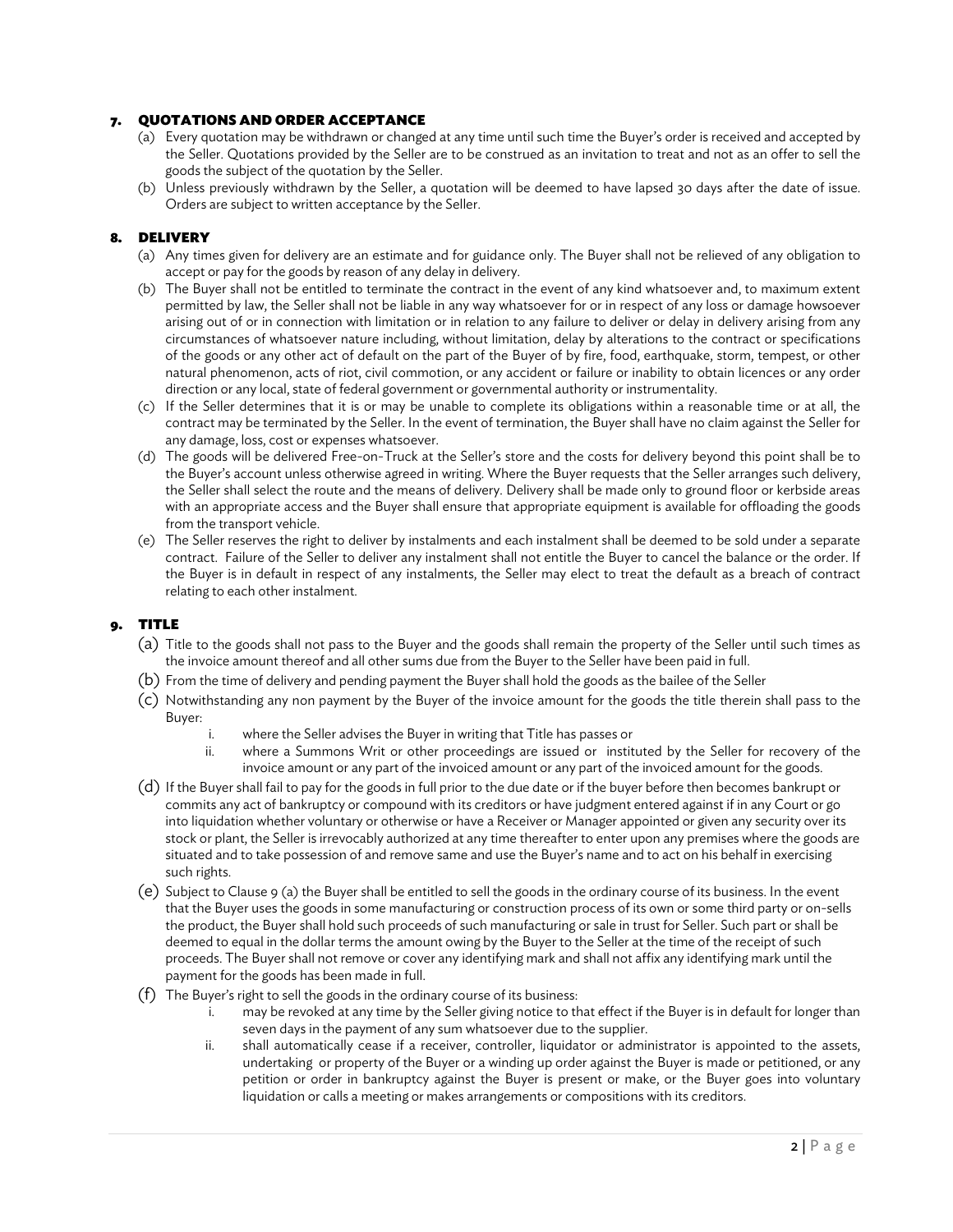## 7. QUOTATIONS AND ORDER ACCEPTANCE

(a) Every quotation may be withdrawn or changed at any time until such time the Buyer's order is received and accepted by the Seller. Quotations provided by the Seller are to be construed as an invitation to treat and not as an offer to sell the goods the subject of the quotation by the Seller.

(b) Unless previously withdrawn by the Seller, a quotation will be deemed to have lapsed 30 days after the date of issue. Orders are subject to written acceptance by the Seller.

## 8. DELIVERY

(a) Any times given for delivery are an estimate and for guidance only. The Buyer shall not be relieved of any obligation to accept or pay for the goods by reason of any delay in delivery.

(b) The Buyer shall not be entitled to terminate the contract in the event of any kind whatsoever and, to maximum extent permitted by law, the Seller shall not be liable in any way whatsoever for or in respect of any loss or damage howsoever arising out of or in connection with limitation or in relation to any failure to deliver or delay in delivery arising from any circumstances of whatsoever nature including, without limitation, delay by alterations to the contract or specifications of the goods or any other act of default on the part of the Buyer of by fire, food, earthquake, storm, tempest, or other natural phenomenon, acts of riot, civil commotion, or any accident or failure or inability to obtain licences or any order direction or any local, state of federal government or governmental authority or instrumentality.

(c) If the Seller determines that it is or may be unable to complete its obligations within a reasonable time or at all, the contract may be terminated by the Seller. In the event of termination, the Buyer shall have no claim against the Seller for any damage, loss, cost or expenses whatsoever.

(d) The goods will be delivered Free-on-Truck at the Seller's store and the costs for delivery beyond this point shall be to the Buyer's account unless otherwise agreed in writing. Where the Buyer requests that the Seller arranges such delivery, the Seller shall select the route and the means of delivery. Delivery shall be made only to ground floor or kerbside areas with an appropriate access and the Buyer shall ensure that appropriate equipment is available for offloading the goods from the transport vehicle.

(e) The Seller reserves the right to deliver by instalments and each instalment shall be deemed to be sold under a separate contract. Failure of the Seller to deliver any instalment shall not entitle the Buyer to cancel the balance or the order. If the Buyer is in default in respect of any instalments, the Seller may elect to treat the default as a breach of contract relating to each other instalment.

## 9. TITLE

(a) Title to the goods shall not pass to the Buyer and the goods shall remain the property of the Seller until such times as the invoice amount thereof and all other sums due from the Buyer to the Seller have been paid in full.

(b) From the time of delivery and pending payment the Buyer shall hold the goods as the bailee of the Seller

(c) Notwithstanding any non payment by the Buyer of the invoice amount for the goods the title therein shall pass to the Buyer:

   i. where the Seller advises the Buyer in writing that Title has passes or
   ii. where a Summons Writ or other proceedings are issued or instituted by the Seller for recovery of the invoice amount or any part of the invoiced amount or any part of the invoiced amount for the goods.

(d) If the Buyer shall fail to pay for the goods in full prior to the due date or if the buyer before then becomes bankrupt or commits any act of bankruptcy or compound with its creditors or have judgment entered against if in any Court or go into liquidation whether voluntary or otherwise or have a Receiver or Manager appointed or given any security over its stock or plant, the Seller is irrevocably authorized at any time thereafter to enter upon any premises where the goods are situated and to take possession of and remove same and use the Buyer's name and to act on his behalf in exercising such rights.

(e) Subject to Clause 9 (a) the Buyer shall be entitled to sell the goods in the ordinary course of its business. In the event that the Buyer uses the goods in some manufacturing or construction process of its own or some third party or on-sells the product, the Buyer shall hold such proceeds of such manufacturing or sale in trust for Seller. Such part or shall be deemed to equal in the dollar terms the amount owing by the Buyer to the Seller at the time of the receipt of such proceeds. The Buyer shall not remove or cover any identifying mark and shall not affix any identifying mark until the payment for the goods has been made in full.

(f) The Buyer's right to sell the goods in the ordinary course of its business:

   i. may be revoked at any time by the Seller giving notice to that effect if the Buyer is in default for longer than seven days in the payment of any sum whatsoever due to the supplier.
   ii. shall automatically cease if a receiver, controller, liquidator or administrator is appointed to the assets, undertaking or property of the Buyer or a winding up order against the Buyer is made or petitioned, or any petition or order in bankruptcy against the Buyer is present or make, or the Buyer goes into voluntary liquidation or calls a meeting or makes arrangements or compositions with its creditors.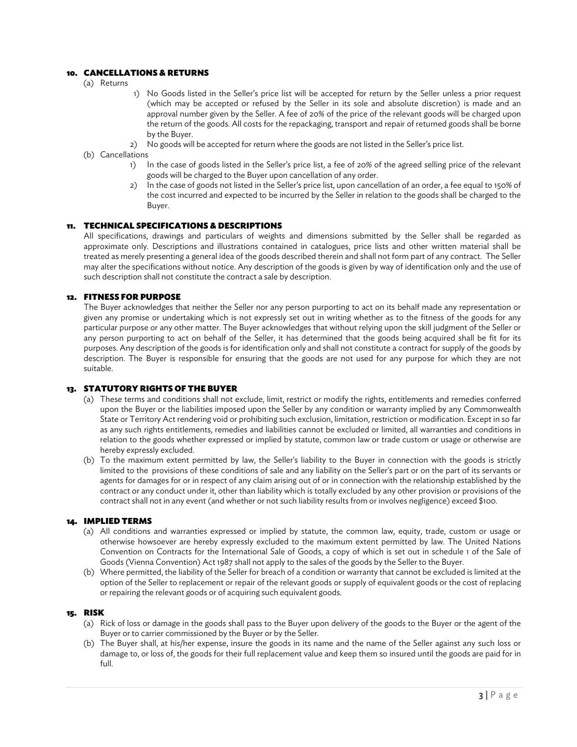## 10. CANCELLATIONS & RETURNS

(a) Returns

1) No Goods listed in the Seller's price list will be accepted for return by the Seller unless a prior request (which may be accepted or refused by the Seller in its sole and absolute discretion) is made and an approval number given by the Seller. A fee of 20% of the price of the relevant goods will be charged upon the return of the goods. All costs for the repackaging, transport and repair of returned goods shall be borne by the Buyer.
2) No goods will be accepted for return where the goods are not listed in the Seller's price list.

(b) Cancellations

1) In the case of goods listed in the Seller's price list, a fee of 20% of the agreed selling price of the relevant goods will be charged to the Buyer upon cancellation of any order.
2) In the case of goods not listed in the Seller's price list, upon cancellation of an order, a fee equal to 150% of the cost incurred and expected to be incurred by the Seller in relation to the goods shall be charged to the Buyer.

## 11. TECHNICAL SPECIFICATIONS & DESCRIPTIONS

All specifications, drawings and particulars of weights and dimensions submitted by the Seller shall be regarded as approximate only. Descriptions and illustrations contained in catalogues, price lists and other written material shall be treated as merely presenting a general idea of the goods described therein and shall not form part of any contract. The Seller may alter the specifications without notice. Any description of the goods is given by way of identification only and the use of such description shall not constitute the contract a sale by description.

## 12. FITNESS FOR PURPOSE

The Buyer acknowledges that neither the Seller nor any person purporting to act on its behalf made any representation or given any promise or undertaking which is not expressly set out in writing whether as to the fitness of the goods for any particular purpose or any other matter. The Buyer acknowledges that without relying upon the skill judgment of the Seller or any person purporting to act on behalf of the Seller, it has determined that the goods being acquired shall be fit for its purposes. Any description of the goods is for identification only and shall not constitute a contract for supply of the goods by description. The Buyer is responsible for ensuring that the goods are not used for any purpose for which they are not suitable.

## 13. STATUTORY RIGHTS OF THE BUYER

(a) These terms and conditions shall not exclude, limit, restrict or modify the rights, entitlements and remedies conferred upon the Buyer or the liabilities imposed upon the Seller by any condition or warranty implied by any Commonwealth State or Territory Act rendering void or prohibiting such exclusion, limitation, restriction or modification. Except in so far as any such rights entitlements, remedies and liabilities cannot be excluded or limited, all warranties and conditions in relation to the goods whether expressed or implied by statute, common law or trade custom or usage or otherwise are hereby expressly excluded.

(b) To the maximum extent permitted by law, the Seller's liability to the Buyer in connection with the goods is strictly limited to the provisions of these conditions of sale and any liability on the Seller's part or on the part of its servants or agents for damages for or in respect of any claim arising out of or in connection with the relationship established by the contract or any conduct under it, other than liability which is totally excluded by any other provision or provisions of the contract shall not in any event (and whether or not such liability results from or involves negligence) exceed $100.

## 14. IMPLIED TERMS

(a) All conditions and warranties expressed or implied by statute, the common law, equity, trade, custom or usage or otherwise howsoever are hereby expressly excluded to the maximum extent permitted by law. The United Nations Convention on Contracts for the International Sale of Goods, a copy of which is set out in schedule 1 of the Sale of Goods (Vienna Convention) Act 1987 shall not apply to the sales of the goods by the Seller to the Buyer.

(b) Where permitted, the liability of the Seller for breach of a condition or warranty that cannot be excluded is limited at the option of the Seller to replacement or repair of the relevant goods or supply of equivalent goods or the cost of replacing or repairing the relevant goods or of acquiring such equivalent goods.

## 15. RISK

(a) Rick of loss or damage in the goods shall pass to the Buyer upon delivery of the goods to the Buyer or the agent of the Buyer or to carrier commissioned by the Buyer or by the Seller.

(b) The Buyer shall, at his/her expense, insure the goods in its name and the name of the Seller against any such loss or damage to, or loss of, the goods for their full replacement value and keep them so insured until the goods are paid for in full.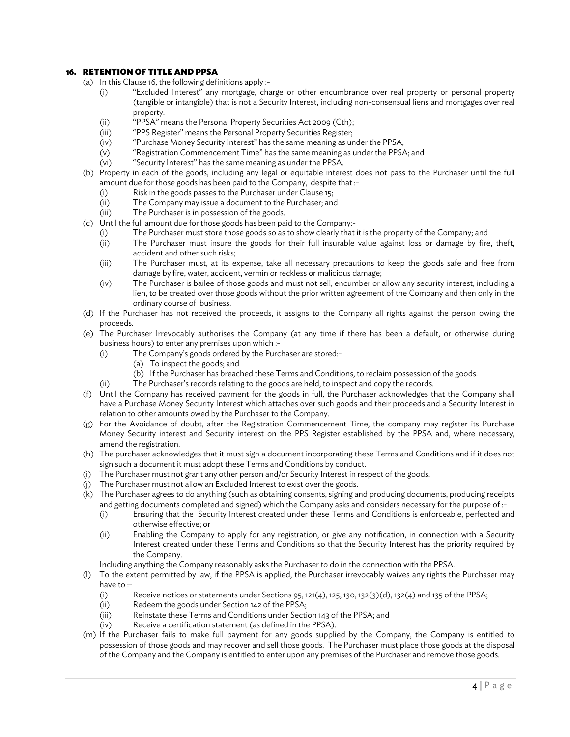## 16. RETENTION OF TITLE AND PPSA

(a) In this Clause 16, the following definitions apply :-

- (i) "Excluded Interest" any mortgage, charge or other encumbrance over real property or personal property (tangible or intangible) that is not a Security Interest, including non-consensual liens and mortgages over real property.
- (ii) "PPSA" means the Personal Property Securities Act 2009 (Cth);
- (iii) "PPS Register" means the Personal Property Securities Register;
- (iv) "Purchase Money Security Interest" has the same meaning as under the PPSA;
- (v) "Registration Commencement Time" has the same meaning as under the PPSA; and
- (vi) "Security Interest" has the same meaning as under the PPSA.

(b) Property in each of the goods, including any legal or equitable interest does not pass to the Purchaser until the full amount due for those goods has been paid to the Company, despite that :-

- (i) Risk in the goods passes to the Purchaser under Clause 15;
- (ii) The Company may issue a document to the Purchaser; and
- (iii) The Purchaser is in possession of the goods.

(c) Until the full amount due for those goods has been paid to the Company:-

- (i) The Purchaser must store those goods so as to show clearly that it is the property of the Company; and
- (ii) The Purchaser must insure the goods for their full insurable value against loss or damage by fire, theft, accident and other such risks;
- (iii) The Purchaser must, at its expense, take all necessary precautions to keep the goods safe and free from damage by fire, water, accident, vermin or reckless or malicious damage;
- (iv) The Purchaser is bailee of those goods and must not sell, encumber or allow any security interest, including a lien, to be created over those goods without the prior written agreement of the Company and then only in the ordinary course of business.

(d) If the Purchaser has not received the proceeds, it assigns to the Company all rights against the person owing the proceeds.

(e) The Purchaser Irrevocably authorises the Company (at any time if there has been a default, or otherwise during business hours) to enter any premises upon which :-

- (i) The Company's goods ordered by the Purchaser are stored:-
  - (a) To inspect the goods; and
  - (b) If the Purchaser has breached these Terms and Conditions, to reclaim possession of the goods.
- (ii) The Purchaser's records relating to the goods are held, to inspect and copy the records.

(f) Until the Company has received payment for the goods in full, the Purchaser acknowledges that the Company shall have a Purchase Money Security Interest which attaches over such goods and their proceeds and a Security Interest in relation to other amounts owed by the Purchaser to the Company.

(g) For the Avoidance of doubt, after the Registration Commencement Time, the company may register its Purchase Money Security interest and Security interest on the PPS Register established by the PPSA and, where necessary, amend the registration.

(h) The purchaser acknowledges that it must sign a document incorporating these Terms and Conditions and if it does not sign such a document it must adopt these Terms and Conditions by conduct.

(i) The Purchaser must not grant any other person and/or Security Interest in respect of the goods.

(j) The Purchaser must not allow an Excluded Interest to exist over the goods.

(k) The Purchaser agrees to do anything (such as obtaining consents, signing and producing documents, producing receipts and getting documents completed and signed) which the Company asks and considers necessary for the purpose of :-

- (i) Ensuring that the Security Interest created under these Terms and Conditions is enforceable, perfected and otherwise effective; or
- (ii) Enabling the Company to apply for any registration, or give any notification, in connection with a Security Interest created under these Terms and Conditions so that the Security Interest has the priority required by the Company.

Including anything the Company reasonably asks the Purchaser to do in the connection with the PPSA.

(l) To the extent permitted by law, if the PPSA is applied, the Purchaser irrevocably waives any rights the Purchaser may have to :-

- (i) Receive notices or statements under Sections 95, 121(4), 125, 130, 132(3)(d), 132(4) and 135 of the PPSA;
- (ii) Redeem the goods under Section 142 of the PPSA;
- (iii) Reinstate these Terms and Conditions under Section 143 of the PPSA; and
- (iv) Receive a certification statement (as defined in the PPSA).

(m) If the Purchaser fails to make full payment for any goods supplied by the Company, the Company is entitled to possession of those goods and may recover and sell those goods. The Purchaser must place those goods at the disposal of the Company and the Company is entitled to enter upon any premises of the Purchaser and remove those goods.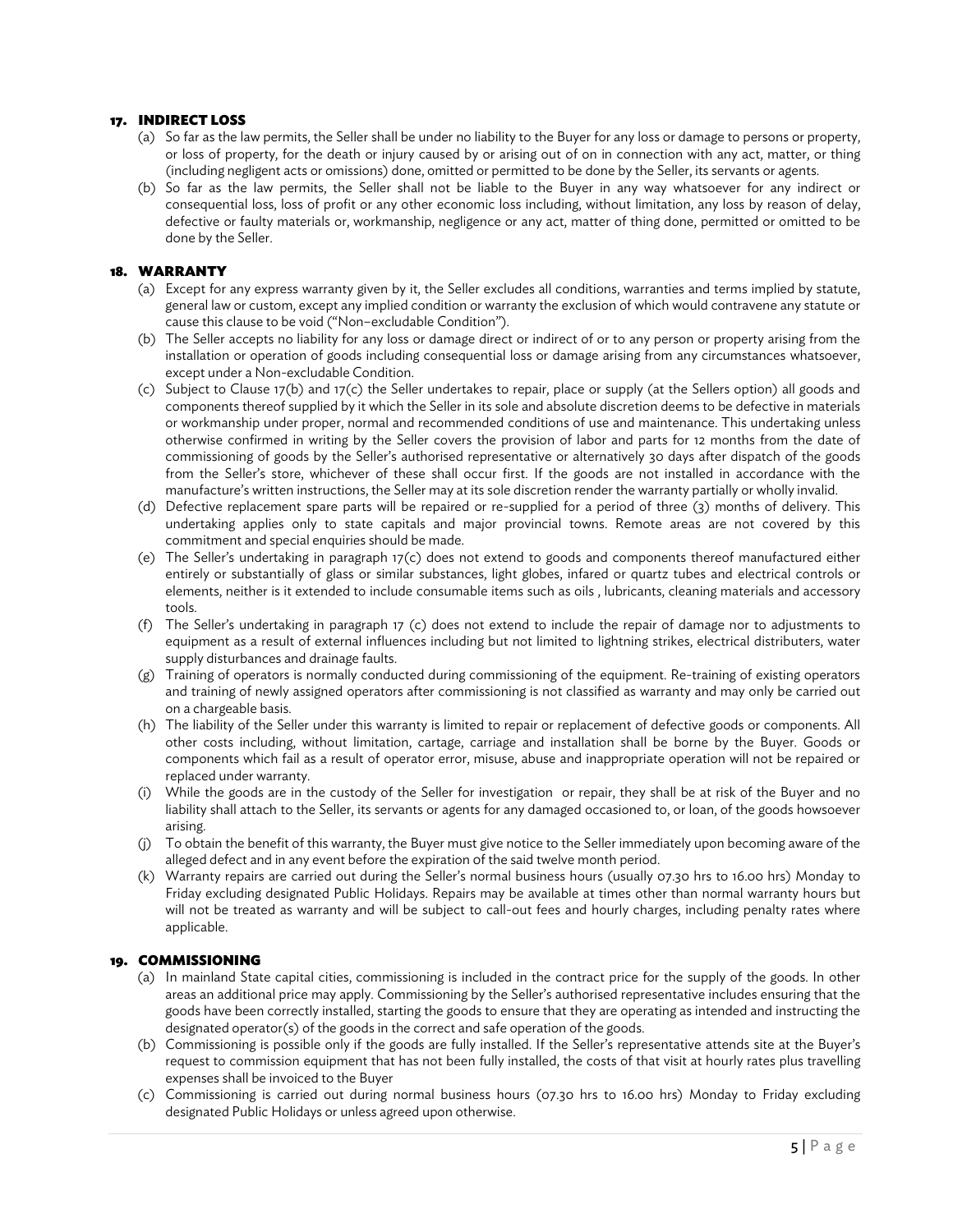## 17. INDIRECT LOSS

(a) So far as the law permits, the Seller shall be under no liability to the Buyer for any loss or damage to persons or property, or loss of property, for the death or injury caused by or arising out of on in connection with any act, matter, or thing (including negligent acts or omissions) done, omitted or permitted to be done by the Seller, its servants or agents.

(b) So far as the law permits, the Seller shall not be liable to the Buyer in any way whatsoever for any indirect or consequential loss, loss of profit or any other economic loss including, without limitation, any loss by reason of delay, defective or faulty materials or, workmanship, negligence or any act, matter of thing done, permitted or omitted to be done by the Seller.

## 18. WARRANTY

(a) Except for any express warranty given by it, the Seller excludes all conditions, warranties and terms implied by statute, general law or custom, except any implied condition or warranty the exclusion of which would contravene any statute or cause this clause to be void ("Non–excludable Condition").

(b) The Seller accepts no liability for any loss or damage direct or indirect of or to any person or property arising from the installation or operation of goods including consequential loss or damage arising from any circumstances whatsoever, except under a Non-excludable Condition.

(c) Subject to Clause 17(b) and 17(c) the Seller undertakes to repair, place or supply (at the Sellers option) all goods and components thereof supplied by it which the Seller in its sole and absolute discretion deems to be defective in materials or workmanship under proper, normal and recommended conditions of use and maintenance. This undertaking unless otherwise confirmed in writing by the Seller covers the provision of labor and parts for 12 months from the date of commissioning of goods by the Seller's authorised representative or alternatively 30 days after dispatch of the goods from the Seller's store, whichever of these shall occur first. If the goods are not installed in accordance with the manufacture's written instructions, the Seller may at its sole discretion render the warranty partially or wholly invalid.

(d) Defective replacement spare parts will be repaired or re-supplied for a period of three (3) months of delivery. This undertaking applies only to state capitals and major provincial towns. Remote areas are not covered by this commitment and special enquiries should be made.

(e) The Seller's undertaking in paragraph 17(c) does not extend to goods and components thereof manufactured either entirely or substantially of glass or similar substances, light globes, infared or quartz tubes and electrical controls or elements, neither is it extended to include consumable items such as oils , lubricants, cleaning materials and accessory tools.

(f) The Seller's undertaking in paragraph 17 (c) does not extend to include the repair of damage nor to adjustments to equipment as a result of external influences including but not limited to lightning strikes, electrical distributers, water supply disturbances and drainage faults.

(g) Training of operators is normally conducted during commissioning of the equipment. Re-training of existing operators and training of newly assigned operators after commissioning is not classified as warranty and may only be carried out on a chargeable basis.

(h) The liability of the Seller under this warranty is limited to repair or replacement of defective goods or components. All other costs including, without limitation, cartage, carriage and installation shall be borne by the Buyer. Goods or components which fail as a result of operator error, misuse, abuse and inappropriate operation will not be repaired or replaced under warranty.

(i) While the goods are in the custody of the Seller for investigation or repair, they shall be at risk of the Buyer and no liability shall attach to the Seller, its servants or agents for any damaged occasioned to, or loan, of the goods howsoever arising.

(j) To obtain the benefit of this warranty, the Buyer must give notice to the Seller immediately upon becoming aware of the alleged defect and in any event before the expiration of the said twelve month period.

(k) Warranty repairs are carried out during the Seller's normal business hours (usually 07.30 hrs to 16.00 hrs) Monday to Friday excluding designated Public Holidays. Repairs may be available at times other than normal warranty hours but will not be treated as warranty and will be subject to call-out fees and hourly charges, including penalty rates where applicable.

## 19. COMMISSIONING

(a) In mainland State capital cities, commissioning is included in the contract price for the supply of the goods. In other areas an additional price may apply. Commissioning by the Seller's authorised representative includes ensuring that the goods have been correctly installed, starting the goods to ensure that they are operating as intended and instructing the designated operator(s) of the goods in the correct and safe operation of the goods.

(b) Commissioning is possible only if the goods are fully installed. If the Seller's representative attends site at the Buyer's request to commission equipment that has not been fully installed, the costs of that visit at hourly rates plus travelling expenses shall be invoiced to the Buyer

(c) Commissioning is carried out during normal business hours (07.30 hrs to 16.00 hrs) Monday to Friday excluding designated Public Holidays or unless agreed upon otherwise.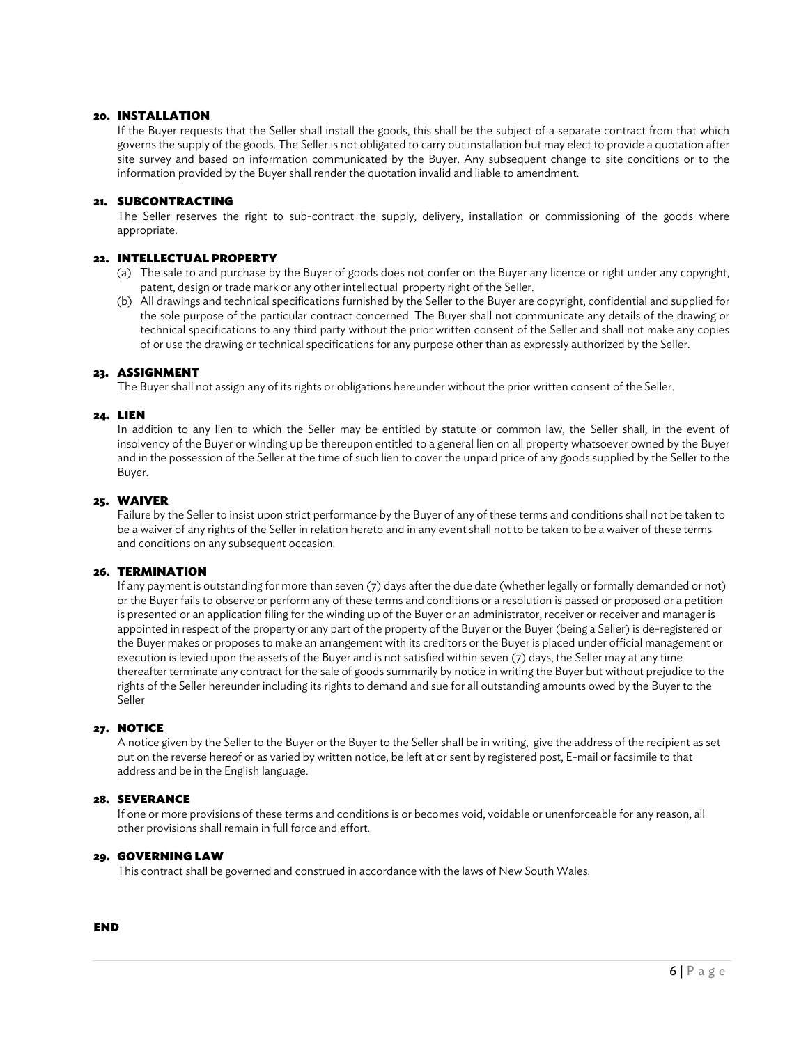## 20. INSTALLATION

If the Buyer requests that the Seller shall install the goods, this shall be the subject of a separate contract from that which governs the supply of the goods. The Seller is not obligated to carry out installation but may elect to provide a quotation after site survey and based on information communicated by the Buyer. Any subsequent change to site conditions or to the information provided by the Buyer shall render the quotation invalid and liable to amendment.

## 21. SUBCONTRACTING

The Seller reserves the right to sub-contract the supply, delivery, installation or commissioning of the goods where appropriate.

## 22. INTELLECTUAL PROPERTY

(a) The sale to and purchase by the Buyer of goods does not confer on the Buyer any licence or right under any copyright, patent, design or trade mark or any other intellectual property right of the Seller.

(b) All drawings and technical specifications furnished by the Seller to the Buyer are copyright, confidential and supplied for the sole purpose of the particular contract concerned. The Buyer shall not communicate any details of the drawing or technical specifications to any third party without the prior written consent of the Seller and shall not make any copies of or use the drawing or technical specifications for any purpose other than as expressly authorized by the Seller.

## 23. ASSIGNMENT

The Buyer shall not assign any of its rights or obligations hereunder without the prior written consent of the Seller.

## 24. LIEN

In addition to any lien to which the Seller may be entitled by statute or common law, the Seller shall, in the event of insolvency of the Buyer or winding up be thereupon entitled to a general lien on all property whatsoever owned by the Buyer and in the possession of the Seller at the time of such lien to cover the unpaid price of any goods supplied by the Seller to the Buyer.

## 25. WAIVER

Failure by the Seller to insist upon strict performance by the Buyer of any of these terms and conditions shall not be taken to be a waiver of any rights of the Seller in relation hereto and in any event shall not to be taken to be a waiver of these terms and conditions on any subsequent occasion.

## 26. TERMINATION

If any payment is outstanding for more than seven (7) days after the due date (whether legally or formally demanded or not) or the Buyer fails to observe or perform any of these terms and conditions or a resolution is passed or proposed or a petition is presented or an application filing for the winding up of the Buyer or an administrator, receiver or receiver and manager is appointed in respect of the property or any part of the property of the Buyer or the Buyer (being a Seller) is de-registered or the Buyer makes or proposes to make an arrangement with its creditors or the Buyer is placed under official management or execution is levied upon the assets of the Buyer and is not satisfied within seven (7) days, the Seller may at any time thereafter terminate any contract for the sale of goods summarily by notice in writing the Buyer but without prejudice to the rights of the Seller hereunder including its rights to demand and sue for all outstanding amounts owed by the Buyer to the Seller

## 27. NOTICE

A notice given by the Seller to the Buyer or the Buyer to the Seller shall be in writing, give the address of the recipient as set out on the reverse hereof or as varied by written notice, be left at or sent by registered post, E-mail or facsimile to that address and be in the English language.

## 28. SEVERANCE

If one or more provisions of these terms and conditions is or becomes void, voidable or unenforceable for any reason, all other provisions shall remain in full force and effort.

## 29. GOVERNING LAW

This contract shall be governed and construed in accordance with the laws of New South Wales.

**END**